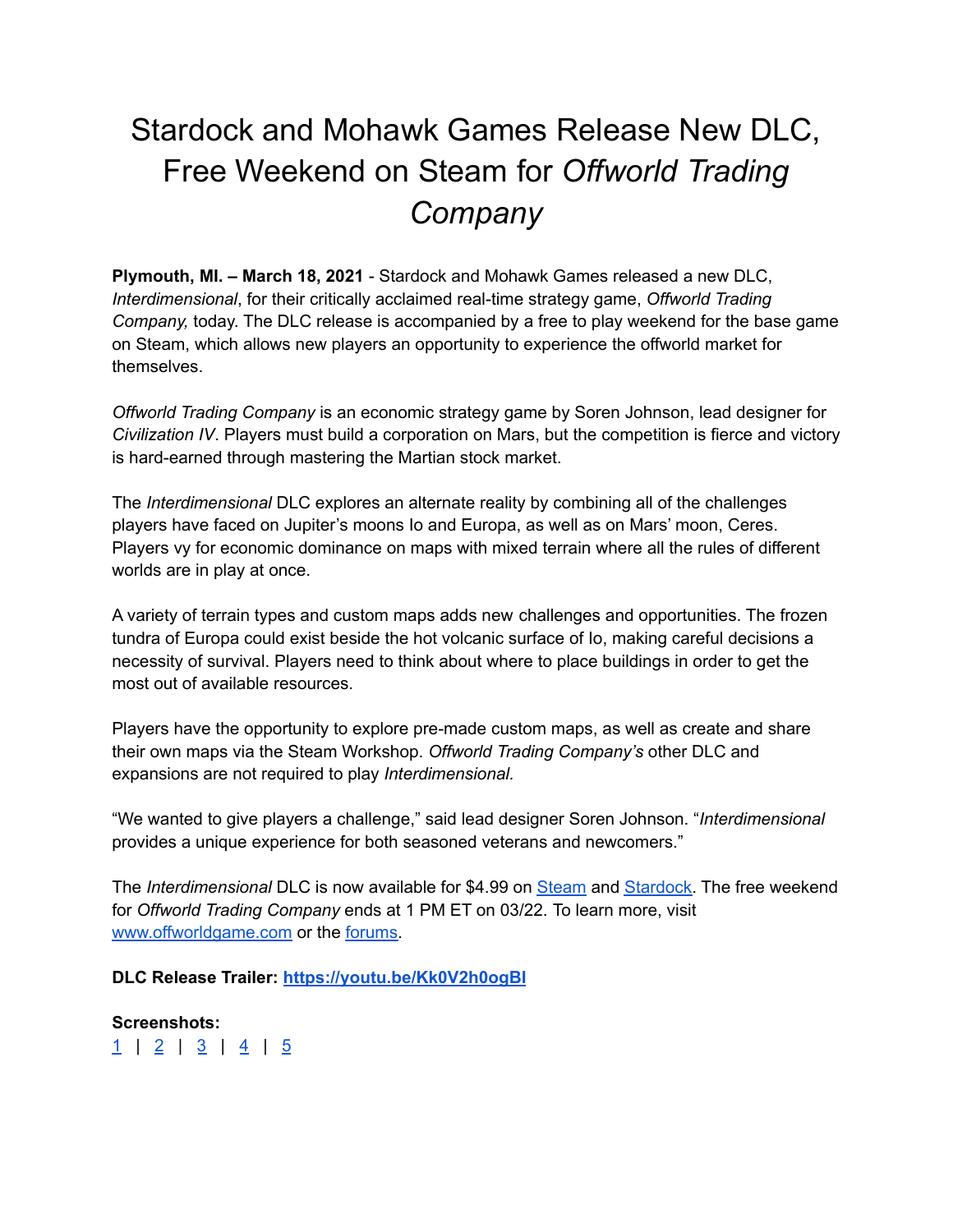# Stardock and Mohawk Games Release New DLC, Free Weekend on Steam for *Offworld Trading Company*

**Plymouth, MI. – March 18, 2021** - Stardock and Mohawk Games released a new DLC, *Interdimensional*, for their critically acclaimed real-time strategy game, *Offworld Trading Company,* today. The DLC release is accompanied by a free to play weekend for the base game on Steam, which allows new players an opportunity to experience the offworld market for themselves.

*Offworld Trading Company* is an economic strategy game by Soren Johnson, lead designer for *Civilization IV*. Players must build a corporation on Mars, but the competition is fierce and victory is hard-earned through mastering the Martian stock market.

The *Interdimensional* DLC explores an alternate reality by combining all of the challenges players have faced on Jupiter's moons Io and Europa, as well as on Mars' moon, Ceres. Players vy for economic dominance on maps with mixed terrain where all the rules of different worlds are in play at once.

A variety of terrain types and custom maps adds new challenges and opportunities. The frozen tundra of Europa could exist beside the hot volcanic surface of Io, making careful decisions a necessity of survival. Players need to think about where to place buildings in order to get the most out of available resources.

Players have the opportunity to explore pre-made custom maps, as well as create and share their own maps via the Steam Workshop. *Offworld Trading Company's* other DLC and expansions are not required to play *Interdimensional.*

"We wanted to give players a challenge," said lead designer Soren Johnson. "*Interdimensional* provides a unique experience for both seasoned veterans and newcomers."

The *Interdimensional* DLC is now available for $4.99 on Steam and Stardock. The free weekend for *Offworld Trading Company* ends at 1 PM ET on 03/22. To learn more, visit www.offworldgame.com or the forums.

**DLC Release Trailer: https://youtu.be/Kk0V2h0ogBI**

**Screenshots:**
1 | 2 | 3 | 4 | 5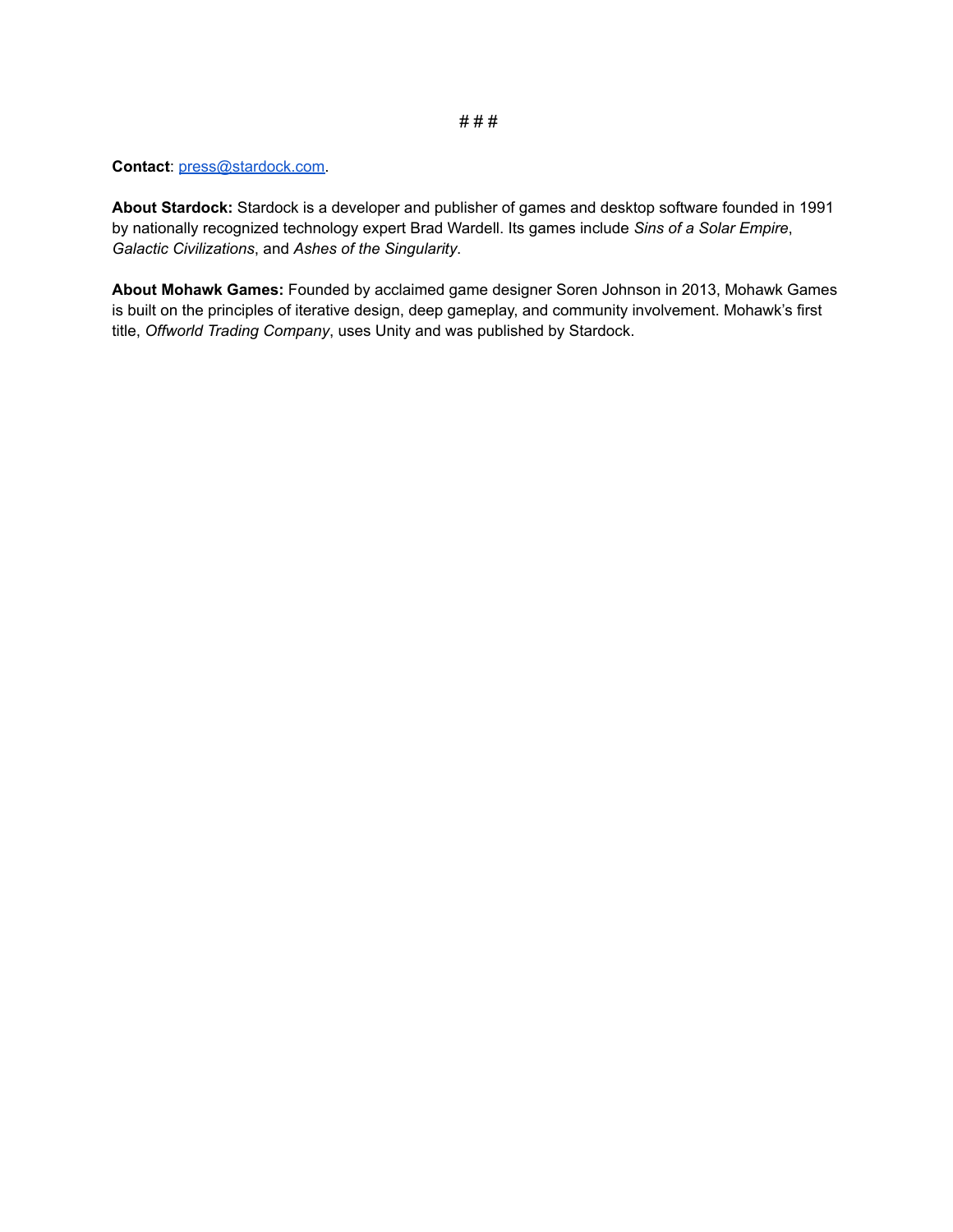# # #

**Contact**: press@stardock.com.

**About Stardock:** Stardock is a developer and publisher of games and desktop software founded in 1991 by nationally recognized technology expert Brad Wardell. Its games include *Sins of a Solar Empire*, *Galactic Civilizations*, and *Ashes of the Singularity*.

**About Mohawk Games:** Founded by acclaimed game designer Soren Johnson in 2013, Mohawk Games is built on the principles of iterative design, deep gameplay, and community involvement. Mohawk's first title, *Offworld Trading Company*, uses Unity and was published by Stardock.